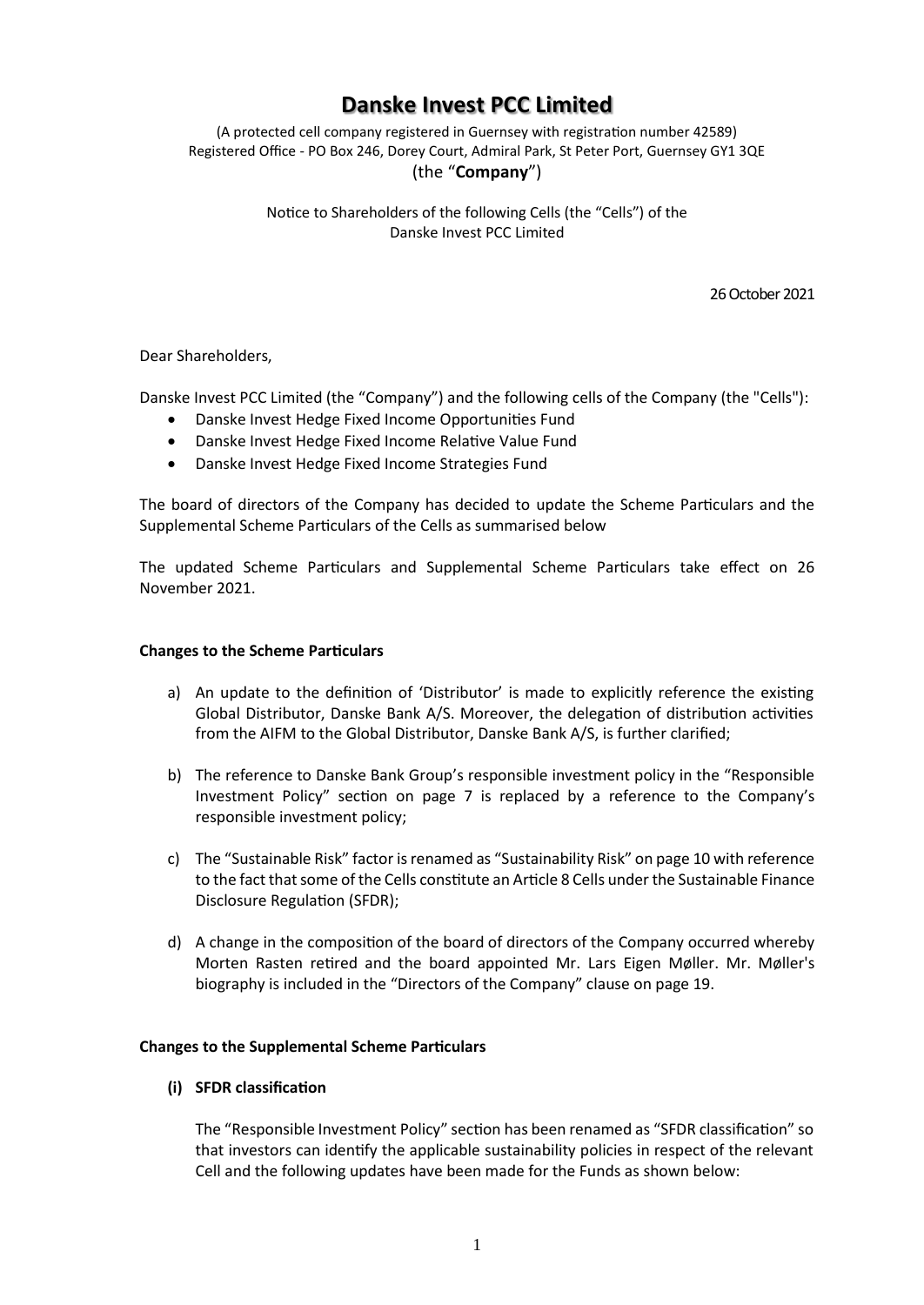# Danske Invest PCC Limited

(A protected cell company registered in Guernsey with registration number 42589)
Registered Office - PO Box 246, Dorey Court, Admiral Park, St Peter Port, Guernsey GY1 3QE
(the "**Company**")

Notice to Shareholders of the following Cells (the "Cells") of the
Danske Invest PCC Limited

26 October 2021

Dear Shareholders,

Danske Invest PCC Limited (the "Company") and the following cells of the Company (the "Cells"):

- Danske Invest Hedge Fixed Income Opportunities Fund
- Danske Invest Hedge Fixed Income Relative Value Fund
- Danske Invest Hedge Fixed Income Strategies Fund

The board of directors of the Company has decided to update the Scheme Particulars and the Supplemental Scheme Particulars of the Cells as summarised below

The updated Scheme Particulars and Supplemental Scheme Particulars take effect on 26 November 2021.

**Changes to the Scheme Particulars**

a) An update to the definition of 'Distributor' is made to explicitly reference the existing Global Distributor, Danske Bank A/S. Moreover, the delegation of distribution activities from the AIFM to the Global Distributor, Danske Bank A/S, is further clarified;

b) The reference to Danske Bank Group's responsible investment policy in the "Responsible Investment Policy" section on page 7 is replaced by a reference to the Company's responsible investment policy;

c) The "Sustainable Risk" factor is renamed as "Sustainability Risk" on page 10 with reference to the fact that some of the Cells constitute an Article 8 Cells under the Sustainable Finance Disclosure Regulation (SFDR);

d) A change in the composition of the board of directors of the Company occurred whereby Morten Rasten retired and the board appointed Mr. Lars Eigen Møller. Mr. Møller's biography is included in the "Directors of the Company" clause on page 19.

**Changes to the Supplemental Scheme Particulars**

**(i) SFDR classification**

The "Responsible Investment Policy" section has been renamed as "SFDR classification" so that investors can identify the applicable sustainability policies in respect of the relevant Cell and the following updates have been made for the Funds as shown below: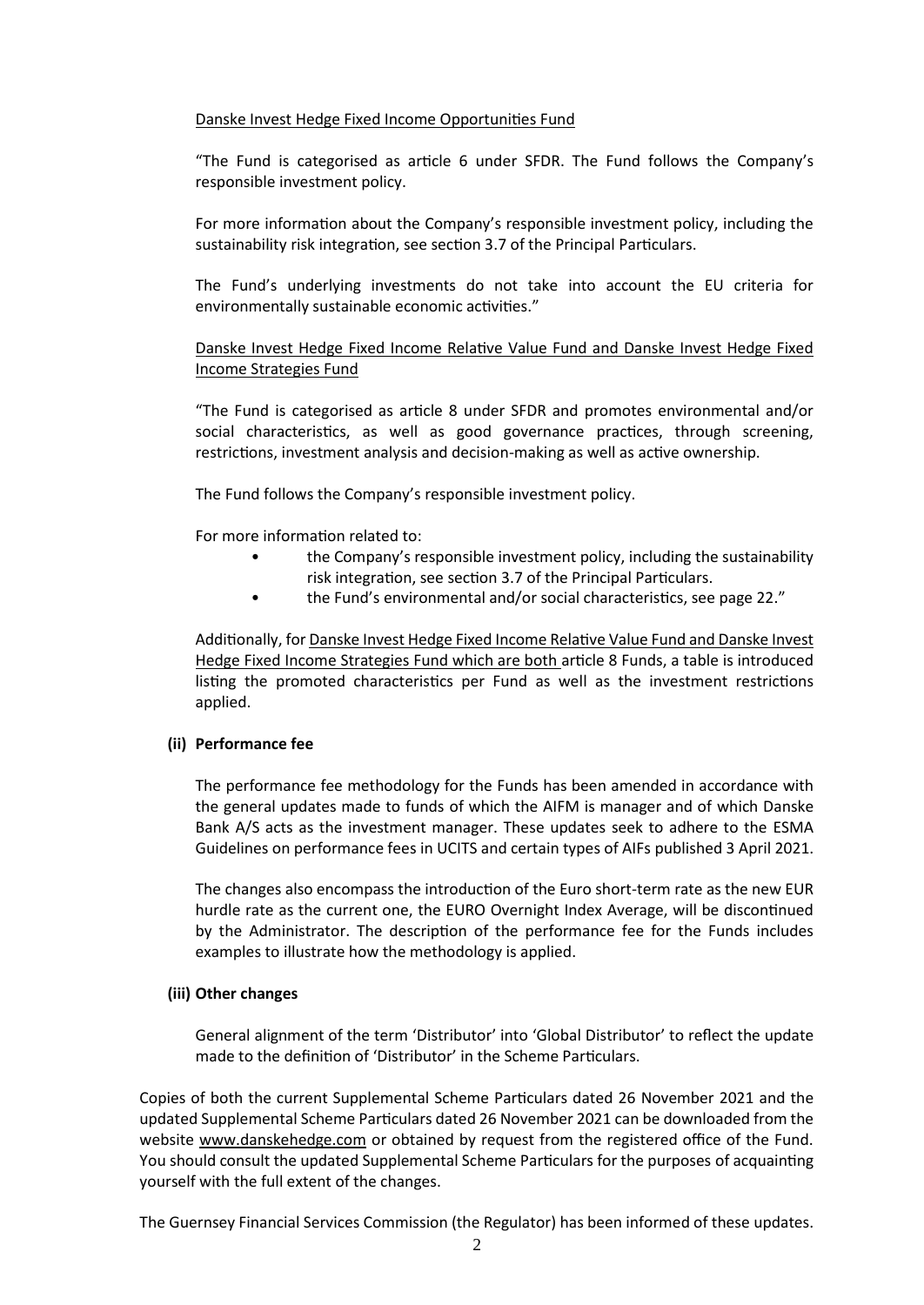Danske Invest Hedge Fixed Income Opportunities Fund

"The Fund is categorised as article 6 under SFDR. The Fund follows the Company's responsible investment policy.

For more information about the Company's responsible investment policy, including the sustainability risk integration, see section 3.7 of the Principal Particulars.

The Fund's underlying investments do not take into account the EU criteria for environmentally sustainable economic activities."

Danske Invest Hedge Fixed Income Relative Value Fund and Danske Invest Hedge Fixed Income Strategies Fund

"The Fund is categorised as article 8 under SFDR and promotes environmental and/or social characteristics, as well as good governance practices, through screening, restrictions, investment analysis and decision-making as well as active ownership.

The Fund follows the Company's responsible investment policy.

For more information related to:

- the Company's responsible investment policy, including the sustainability risk integration, see section 3.7 of the Principal Particulars.
- the Fund's environmental and/or social characteristics, see page 22."

Additionally, for Danske Invest Hedge Fixed Income Relative Value Fund and Danske Invest Hedge Fixed Income Strategies Fund which are both article 8 Funds, a table is introduced listing the promoted characteristics per Fund as well as the investment restrictions applied.

**(ii) Performance fee**

The performance fee methodology for the Funds has been amended in accordance with the general updates made to funds of which the AIFM is manager and of which Danske Bank A/S acts as the investment manager. These updates seek to adhere to the ESMA Guidelines on performance fees in UCITS and certain types of AIFs published 3 April 2021.

The changes also encompass the introduction of the Euro short-term rate as the new EUR hurdle rate as the current one, the EURO Overnight Index Average, will be discontinued by the Administrator. The description of the performance fee for the Funds includes examples to illustrate how the methodology is applied.

**(iii) Other changes**

General alignment of the term 'Distributor' into 'Global Distributor' to reflect the update made to the definition of 'Distributor' in the Scheme Particulars.

Copies of both the current Supplemental Scheme Particulars dated 26 November 2021 and the updated Supplemental Scheme Particulars dated 26 November 2021 can be downloaded from the website www.danskehedge.com or obtained by request from the registered office of the Fund. You should consult the updated Supplemental Scheme Particulars for the purposes of acquainting yourself with the full extent of the changes.

The Guernsey Financial Services Commission (the Regulator) has been informed of these updates.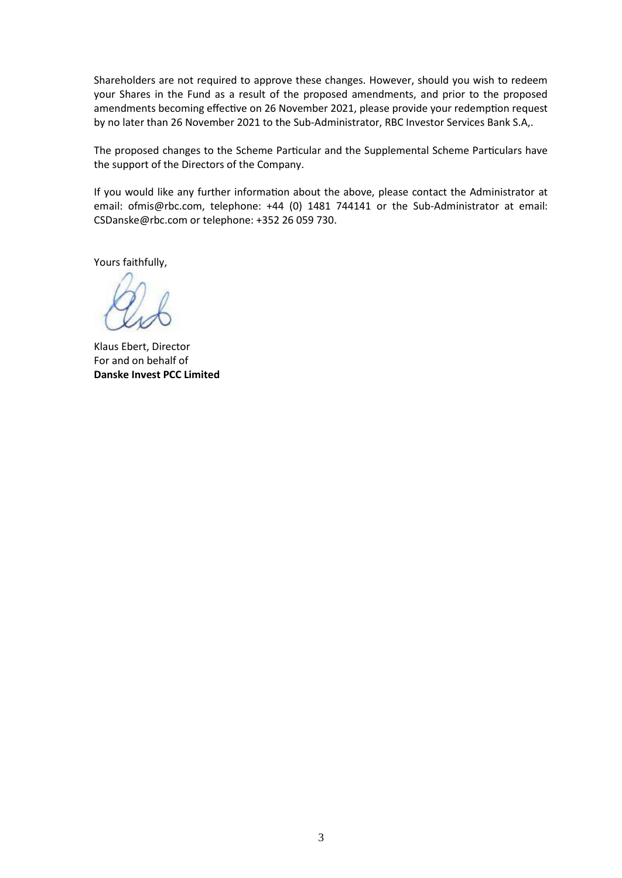Shareholders are not required to approve these changes. However, should you wish to redeem your Shares in the Fund as a result of the proposed amendments, and prior to the proposed amendments becoming effective on 26 November 2021, please provide your redemption request by no later than 26 November 2021 to the Sub-Administrator, RBC Investor Services Bank S.A,.

The proposed changes to the Scheme Particular and the Supplemental Scheme Particulars have the support of the Directors of the Company.

If you would like any further information about the above, please contact the Administrator at email: ofmis@rbc.com, telephone: +44 (0) 1481 744141 or the Sub-Administrator at email: CSDanske@rbc.com or telephone: +352 26 059 730.

Yours faithfully,

Klaus Ebert, Director
For and on behalf of
**Danske Invest PCC Limited**